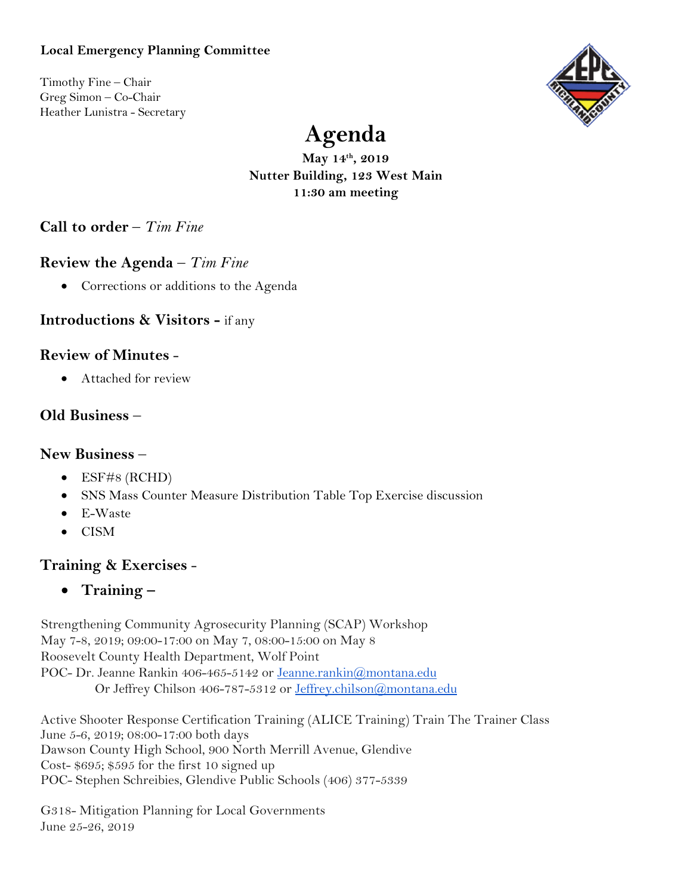**Local Emergency Planning Committee**

Timothy Fine – Chair
Greg Simon – Co-Chair
Heather Lunistra - Secretary

# Agenda

**May 14th, 2019**
**Nutter Building, 123 West Main**
**11:30 am meeting**

## Call to order – *Tim Fine*

## Review the Agenda – *Tim Fine*

- Corrections or additions to the Agenda

## Introductions & Visitors - if any

## Review of Minutes -

- Attached for review

## Old Business –

## New Business –

- ESF#8 (RCHD)
- SNS Mass Counter Measure Distribution Table Top Exercise discussion
- E-Waste
- CISM

## Training & Exercises -

- **Training –**

Strengthening Community Agrosecurity Planning (SCAP) Workshop
May 7-8, 2019; 09:00-17:00 on May 7, 08:00-15:00 on May 8
Roosevelt County Health Department, Wolf Point
POC- Dr. Jeanne Rankin 406-465-5142 or Jeanne.rankin@montana.edu
Or Jeffrey Chilson 406-787-5312 or Jeffrey.chilson@montana.edu

Active Shooter Response Certification Training (ALICE Training) Train The Trainer Class
June 5-6, 2019; 08:00-17:00 both days
Dawson County High School, 900 North Merrill Avenue, Glendive
Cost- $695; $595 for the first 10 signed up
POC- Stephen Schreibies, Glendive Public Schools (406) 377-5339

G318- Mitigation Planning for Local Governments
June 25-26, 2019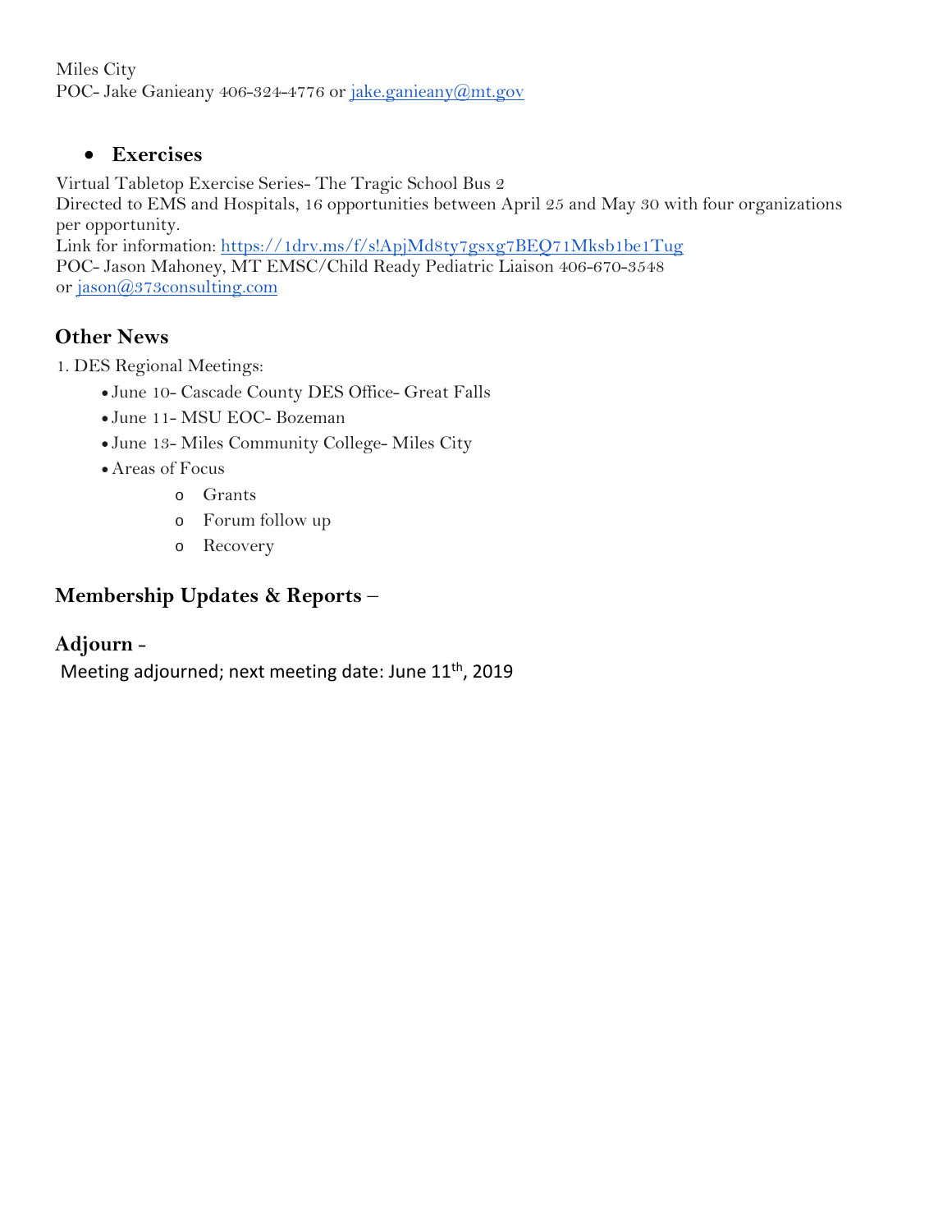Miles City
POC- Jake Ganieany 406-324-4776 or jake.ganieany@mt.gov

- **Exercises**

Virtual Tabletop Exercise Series- The Tragic School Bus 2
Directed to EMS and Hospitals, 16 opportunities between April 25 and May 30 with four organizations per opportunity.
Link for information: https://1drv.ms/f/s!ApjMd8ty7gsxg7BEQ71Mksb1be1Tug
POC- Jason Mahoney, MT EMSC/Child Ready Pediatric Liaison 406-670-3548 or jason@373consulting.com

## Other News

1. DES Regional Meetings:
   - June 10- Cascade County DES Office- Great Falls
   - June 11- MSU EOC- Bozeman
   - June 13- Miles Community College- Miles City
   - Areas of Focus
     - Grants
     - Forum follow up
     - Recovery

## Membership Updates & Reports –

## Adjourn -

Meeting adjourned; next meeting date: June 11th, 2019